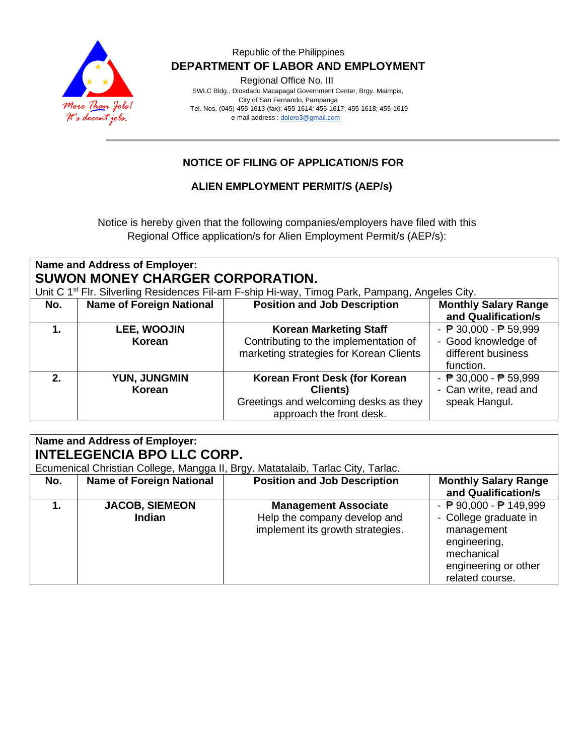Republic of the Philippines

**DEPARTMENT OF LABOR AND EMPLOYMENT**

Regional Office No. III

SWLC Bldg., Diosdado Macapagal Government Center, Brgy. Maimpis,
City of San Fernando, Pampanga
Tel. Nos. (045)-455-1613 (fax): 455-1614; 455-1617; 455-1618; 455-1619
e-mail address : dolero3@gmail.com

### NOTICE OF FILING OF APPLICATION/S FOR

### ALIEN EMPLOYMENT PERMIT/S (AEP/s)

Notice is hereby given that the following companies/employers have filed with this Regional Office application/s for Alien Employment Permit/s (AEP/s):

**Name and Address of Employer:**
**SUWON MONEY CHARGER CORPORATION.**
Unit C 1st Flr. Silverling Residences Fil-am F-ship Hi-way, Timog Park, Pampang, Angeles City.

| No. | Name of Foreign National | Position and Job Description | Monthly Salary Range and Qualification/s |
|---|---|---|---|
| **1.** | **LEE, WOOJIN**<br>**Korean** | **Korean Marketing Staff**<br>Contributing to the implementation of marketing strategies for Korean Clients | - ₱ 30,000 - ₱ 59,999<br>- Good knowledge of different business function. |
| **2.** | **YUN, JUNGMIN**<br>**Korean** | **Korean Front Desk (for Korean Clients)**<br>Greetings and welcoming desks as they approach the front desk. | - ₱ 30,000 - ₱ 59,999<br>- Can write, read and speak Hangul. |

**Name and Address of Employer:**
**INTELEGENCIA BPO LLC CORP.**
Ecumenical Christian College, Mangga II, Brgy. Matatalaib, Tarlac City, Tarlac.

| No. | Name of Foreign National | Position and Job Description | Monthly Salary Range and Qualification/s |
|---|---|---|---|
| **1.** | **JACOB, SIEMEON**<br>**Indian** | **Management Associate**<br>Help the company develop and implement its growth strategies. | - ₱ 90,000 - ₱ 149,999<br>- College graduate in management engineering, mechanical engineering or other related course. |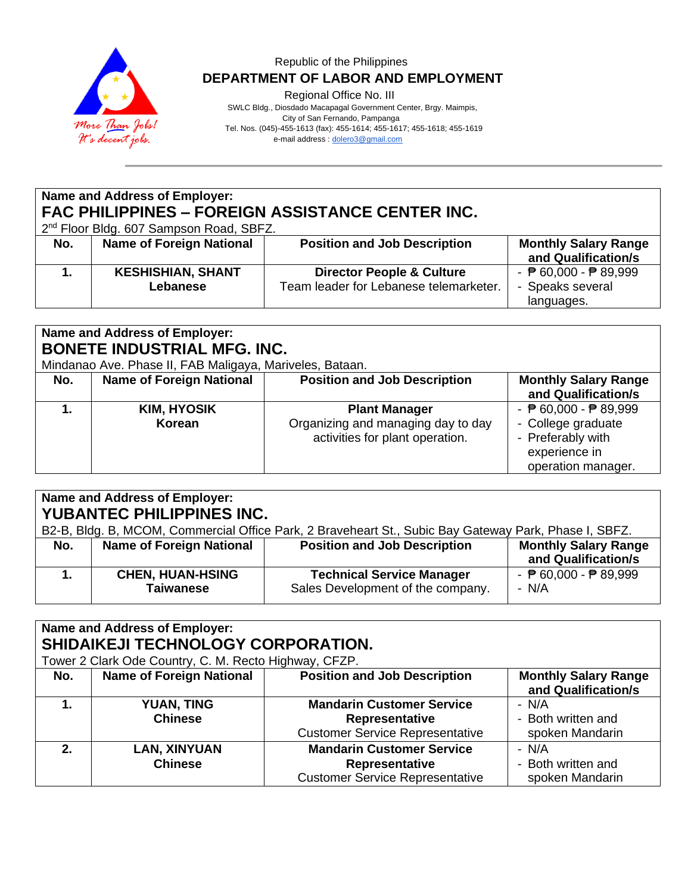Republic of the Philippines
**DEPARTMENT OF LABOR AND EMPLOYMENT**
Regional Office No. III
SWLC Bldg., Diosdado Macapagal Government Center, Brgy. Maimpis,
City of San Fernando, Pampanga
Tel. Nos. (045)-455-1613 (fax): 455-1614; 455-1617; 455-1618; 455-1619
e-mail address : dolero3@gmail.com

More Than Jobs!
It's decent jobs.

**Name and Address of Employer:**
## FAC PHILIPPINES – FOREIGN ASSISTANCE CENTER INC.
2nd Floor Bldg. 607 Sampson Road, SBFZ.

| No. | Name of Foreign National | Position and Job Description | Monthly Salary Range and Qualification/s |
|---|---|---|---|
| **1.** | **KESHISHIAN, SHANT**<br>**Lebanese** | **Director People & Culture**<br>Team leader for Lebanese telemarketer. | - ₱ 60,000 - ₱ 89,999<br>- Speaks several languages. |

**Name and Address of Employer:**
## BONETE INDUSTRIAL MFG. INC.
Mindanao Ave. Phase II, FAB Maligaya, Mariveles, Bataan.

| No. | Name of Foreign National | Position and Job Description | Monthly Salary Range and Qualification/s |
|---|---|---|---|
| **1.** | **KIM, HYOSIK**<br>**Korean** | **Plant Manager**<br>Organizing and managing day to day activities for plant operation. | - ₱ 60,000 - ₱ 89,999<br>- College graduate<br>- Preferably with experience in operation manager. |

**Name and Address of Employer:**
## YUBANTEC PHILIPPINES INC.
B2-B, Bldg. B, MCOM, Commercial Office Park, 2 Braveheart St., Subic Bay Gateway Park, Phase I, SBFZ.

| No. | Name of Foreign National | Position and Job Description | Monthly Salary Range and Qualification/s |
|---|---|---|---|
| **1.** | **CHEN, HUAN-HSING**<br>**Taiwanese** | **Technical Service Manager**<br>Sales Development of the company. | - ₱ 60,000 - ₱ 89,999<br>- N/A |

**Name and Address of Employer:**
## SHIDAIKEJI TECHNOLOGY CORPORATION.
Tower 2 Clark Ode Country, C. M. Recto Highway, CFZP.

| No. | Name of Foreign National | Position and Job Description | Monthly Salary Range and Qualification/s |
|---|---|---|---|
| **1.** | **YUAN, TING**<br>**Chinese** | **Mandarin Customer Service Representative**<br>Customer Service Representative | - N/A<br>- Both written and spoken Mandarin |
| **2.** | **LAN, XINYUAN**<br>**Chinese** | **Mandarin Customer Service Representative**<br>Customer Service Representative | - N/A<br>- Both written and spoken Mandarin |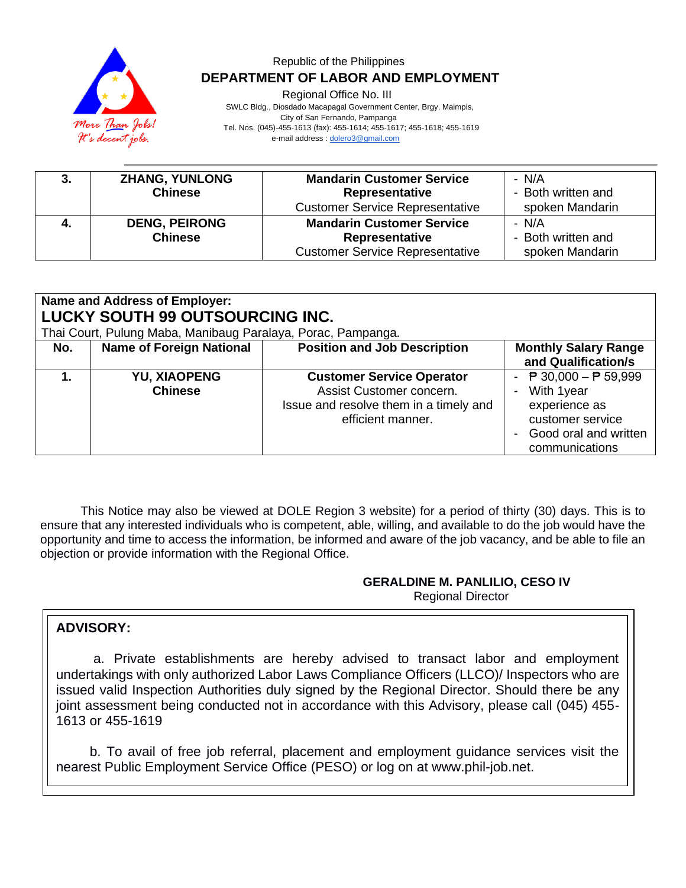Republic of the Philippines
**DEPARTMENT OF LABOR AND EMPLOYMENT**
Regional Office No. III
SWLC Bldg., Diosdado Macapagal Government Center, Brgy. Maimpis,
City of San Fernando, Pampanga
Tel. Nos. (045)-455-1613 (fax): 455-1614; 455-1617; 455-1618; 455-1619
e-mail address : dolero3@gmail.com

| | | | |
|---|---|---|---|
| **3.** | **ZHANG, YUNLONG**<br>**Chinese** | **Mandarin Customer Service Representative**<br>Customer Service Representative | - N/A<br>- Both written and spoken Mandarin |
| **4.** | **DENG, PEIRONG**<br>**Chinese** | **Mandarin Customer Service Representative**<br>Customer Service Representative | - N/A<br>- Both written and spoken Mandarin |

**Name and Address of Employer:**
**LUCKY SOUTH 99 OUTSOURCING INC.**
Thai Court, Pulung Maba, Manibaug Paralaya, Porac, Pampanga.

| No. | Name of Foreign National | Position and Job Description | Monthly Salary Range and Qualification/s |
|---|---|---|---|
| **1.** | **YU, XIAOPENG**<br>**Chinese** | **Customer Service Operator**<br>Assist Customer concern.<br>Issue and resolve them in a timely and efficient manner. | - ₱ 30,000 – ₱ 59,999<br>- With 1year experience as customer service<br>- Good oral and written communications |

This Notice may also be viewed at DOLE Region 3 website) for a period of thirty (30) days. This is to ensure that any interested individuals who is competent, able, willing, and available to do the job would have the opportunity and time to access the information, be informed and aware of the job vacancy, and be able to file an objection or provide information with the Regional Office.

**GERALDINE M. PANLILIO, CESO IV**
Regional Director

**ADVISORY:**

a. Private establishments are hereby advised to transact labor and employment undertakings with only authorized Labor Laws Compliance Officers (LLCO)/ Inspectors who are issued valid Inspection Authorities duly signed by the Regional Director. Should there be any joint assessment being conducted not in accordance with this Advisory, please call (045) 455-1613 or 455-1619

b. To avail of free job referral, placement and employment guidance services visit the nearest Public Employment Service Office (PESO) or log on at www.phil-job.net.